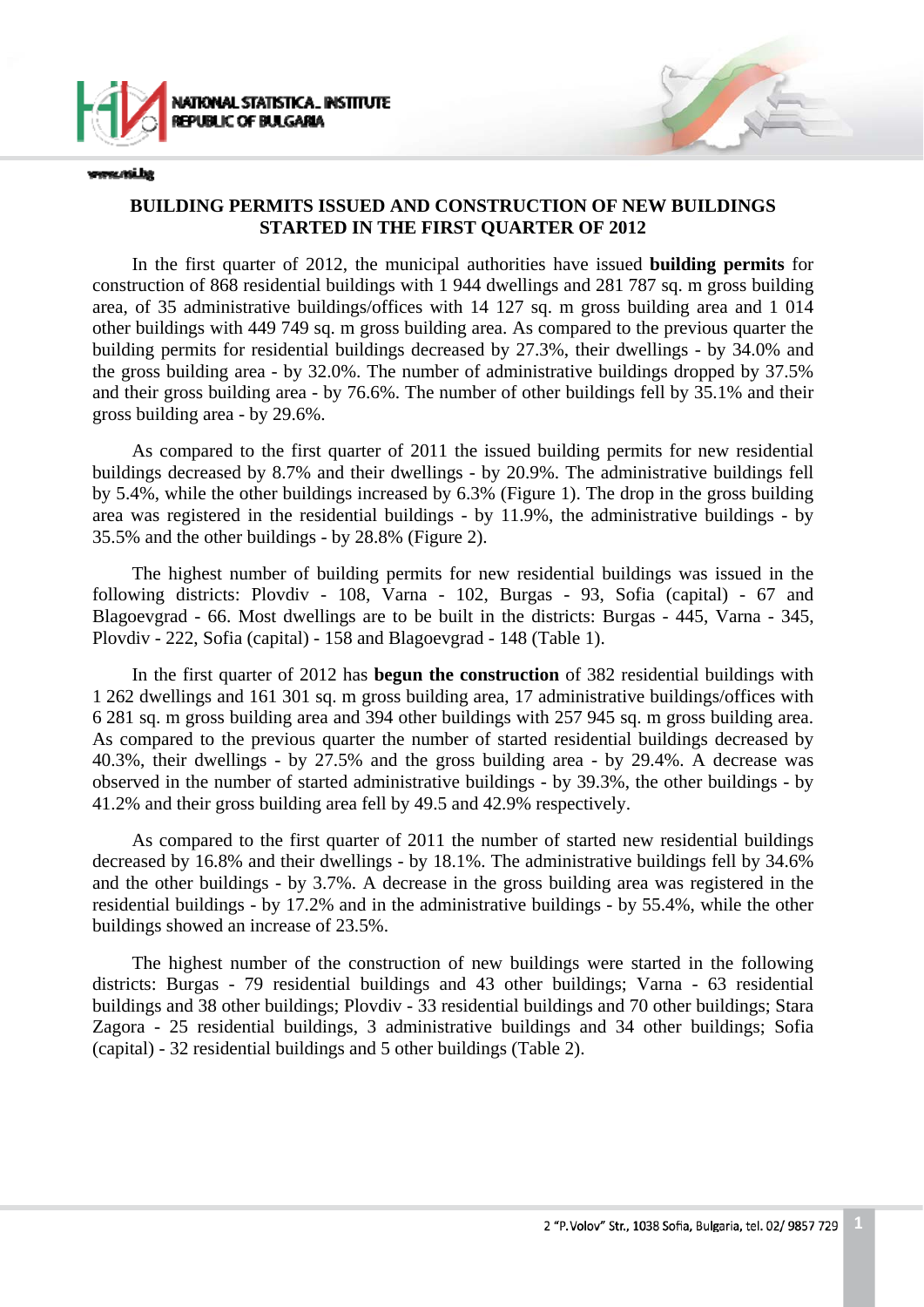# BUILDING PERMITS ISSUED AND CONSTRUCTION OF NEW BUILDINGS STARTED IN THE FIRST QUARTER OF 2012

In the first quarter of 2012, the municipal authorities have issued **building permits** for construction of 868 residential buildings with 1 944 dwellings and 281 787 sq. m gross building area, of 35 administrative buildings/offices with 14 127 sq. m gross building area and 1 014 other buildings with 449 749 sq. m gross building area. As compared to the previous quarter the building permits for residential buildings decreased by 27.3%, their dwellings - by 34.0% and the gross building area - by 32.0%. The number of administrative buildings dropped by 37.5% and their gross building area - by 76.6%. The number of other buildings fell by 35.1% and their gross building area - by 29.6%.

As compared to the first quarter of 2011 the issued building permits for new residential buildings decreased by 8.7% and their dwellings - by 20.9%. The administrative buildings fell by 5.4%, while the other buildings increased by 6.3% (Figure 1). The drop in the gross building area was registered in the residential buildings - by 11.9%, the administrative buildings - by 35.5% and the other buildings - by 28.8% (Figure 2).

The highest number of building permits for new residential buildings was issued in the following districts: Plovdiv - 108, Varna - 102, Burgas - 93, Sofia (capital) - 67 and Blagoevgrad - 66. Most dwellings are to be built in the districts: Burgas - 445, Varna - 345, Plovdiv - 222, Sofia (capital) - 158 and Blagoevgrad - 148 (Table 1).

In the first quarter of 2012 has **begun the construction** of 382 residential buildings with 1 262 dwellings and 161 301 sq. m gross building area, 17 administrative buildings/offices with 6 281 sq. m gross building area and 394 other buildings with 257 945 sq. m gross building area. As compared to the previous quarter the number of started residential buildings decreased by 40.3%, their dwellings - by 27.5% and the gross building area - by 29.4%. A decrease was observed in the number of started administrative buildings - by 39.3%, the other buildings - by 41.2% and their gross building area fell by 49.5 and 42.9% respectively.

As compared to the first quarter of 2011 the number of started new residential buildings decreased by 16.8% and their dwellings - by 18.1%. The administrative buildings fell by 34.6% and the other buildings - by 3.7%. A decrease in the gross building area was registered in the residential buildings - by 17.2% and in the administrative buildings - by 55.4%, while the other buildings showed an increase of 23.5%.

The highest number of the construction of new buildings were started in the following districts: Burgas - 79 residential buildings and 43 other buildings; Varna - 63 residential buildings and 38 other buildings; Plovdiv - 33 residential buildings and 70 other buildings; Stara Zagora - 25 residential buildings, 3 administrative buildings and 34 other buildings; Sofia (capital) - 32 residential buildings and 5 other buildings (Table 2).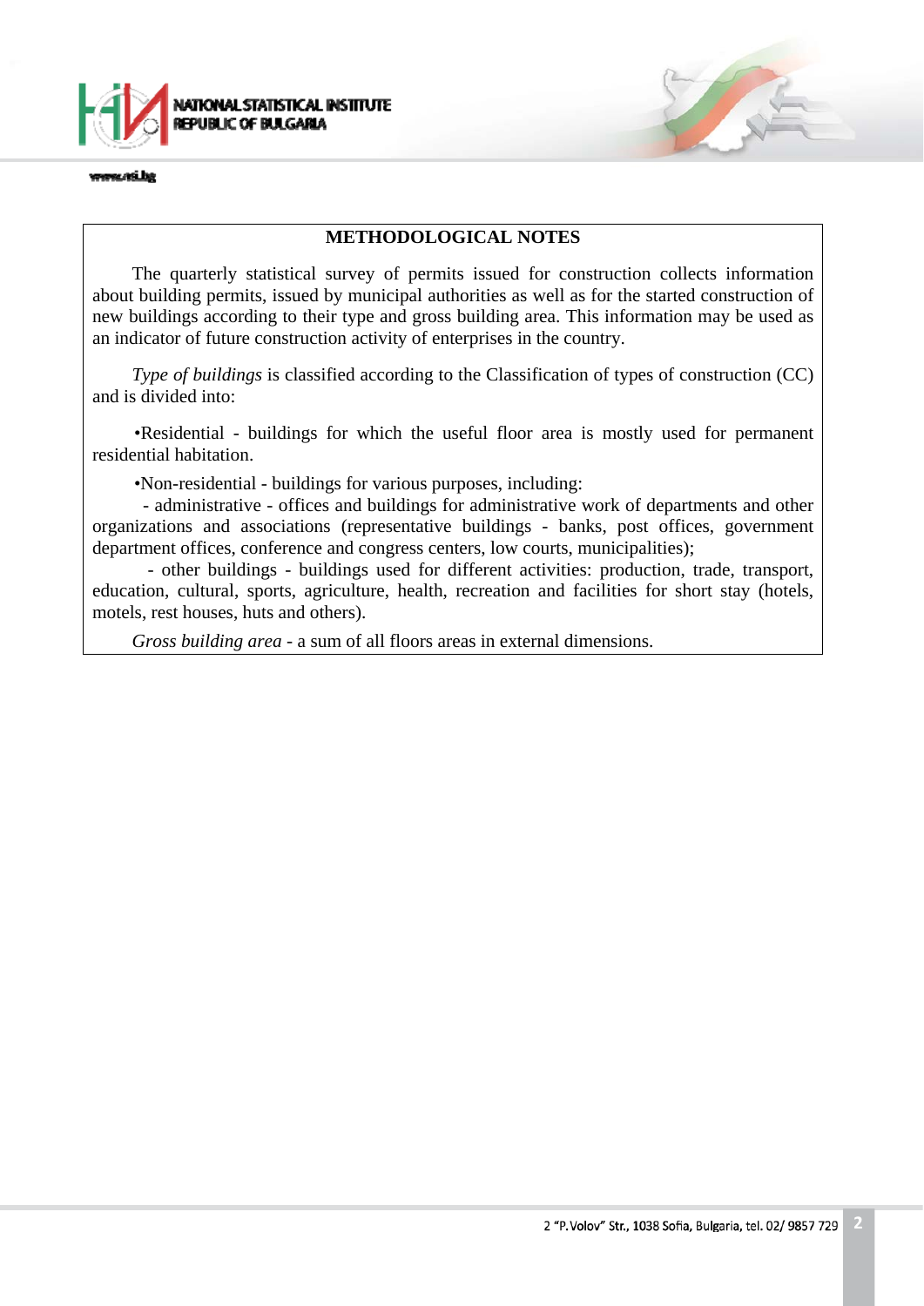## METHODOLOGICAL NOTES

The quarterly statistical survey of permits issued for construction collects information about building permits, issued by municipal authorities as well as for the started construction of new buildings according to their type and gross building area. This information may be used as an indicator of future construction activity of enterprises in the country.

*Type of buildings* is classified according to the Classification of types of construction (CC) and is divided into:

•Residential - buildings for which the useful floor area is mostly used for permanent residential habitation.

•Non-residential - buildings for various purposes, including:

- administrative - offices and buildings for administrative work of departments and other organizations and associations (representative buildings - banks, post offices, government department offices, conference and congress centers, low courts, municipalities);
- other buildings - buildings used for different activities: production, trade, transport, education, cultural, sports, agriculture, health, recreation and facilities for short stay (hotels, motels, rest houses, huts and others).

*Gross building area* - a sum of all floors areas in external dimensions.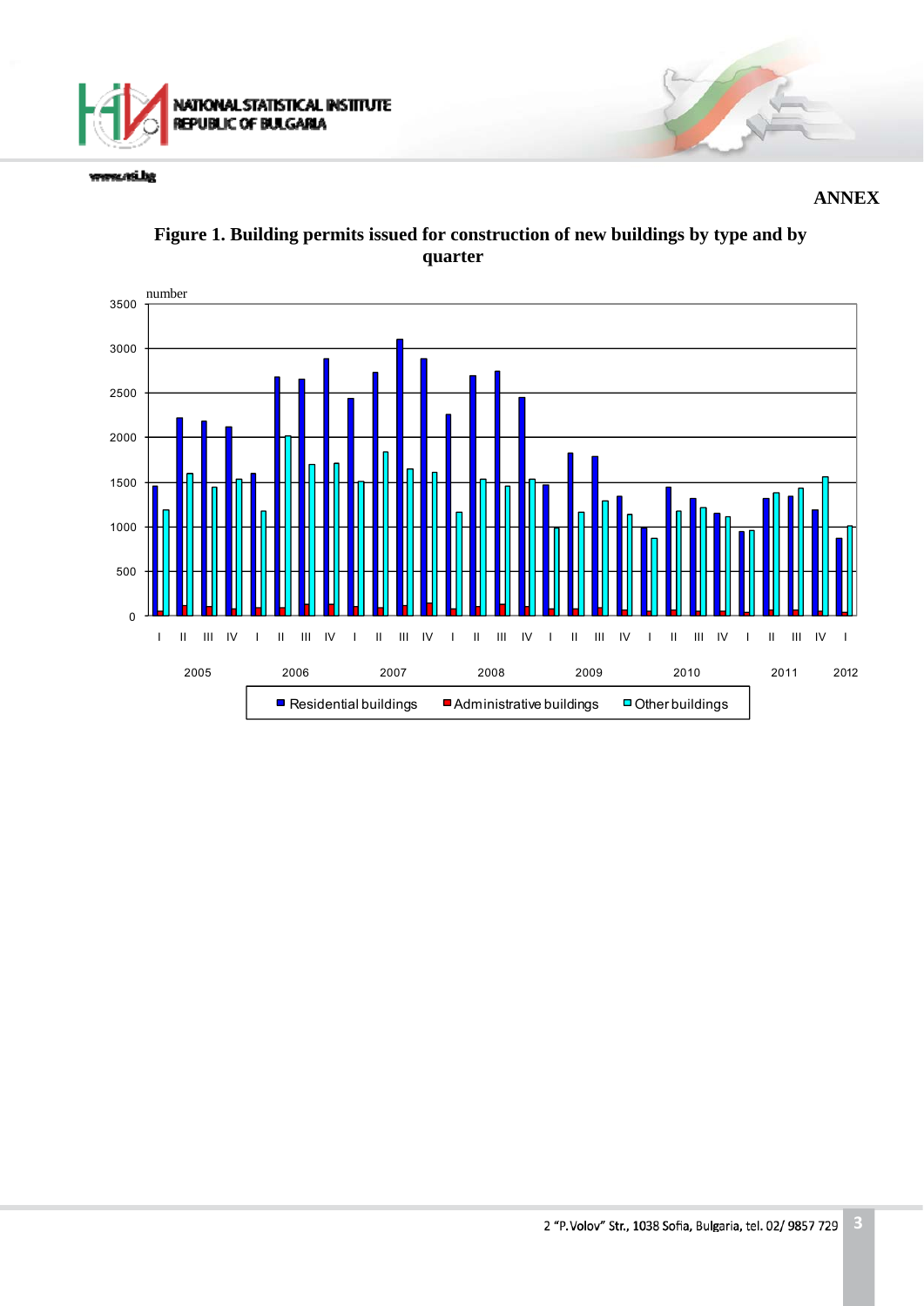**ANNEX**

**Figure 1. Building permits issued for construction of new buildings by type and by quarter**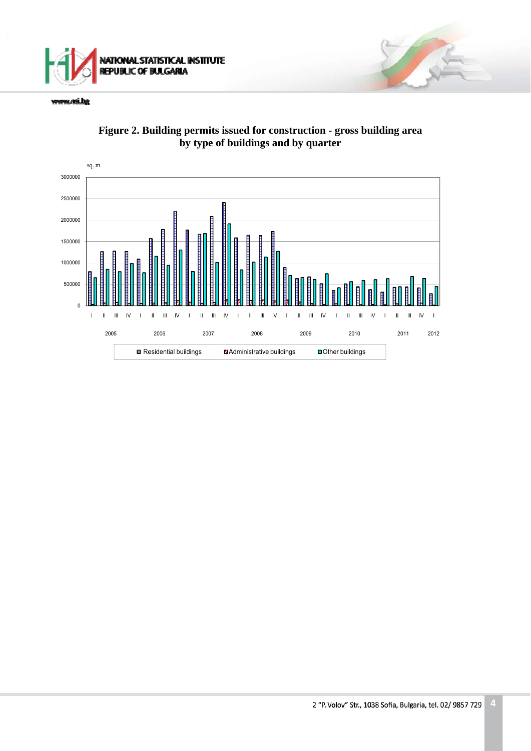**Figure 2. Building permits issued for construction - gross building area by type of buildings and by quarter**

sq. m

| Year | Quarter |
|---|---|
| 2005 | I, II, III, IV |
| 2006 | I, II, III, IV |
| 2007 | I, II, III, IV |
| 2008 | I, II, III, IV |
| 2009 | I, II, III, IV |
| 2010 | I, II, III, IV |
| 2011 | I, II, III, IV |
| 2012 | I |

Residential buildings | Administrative buildings | Other buildings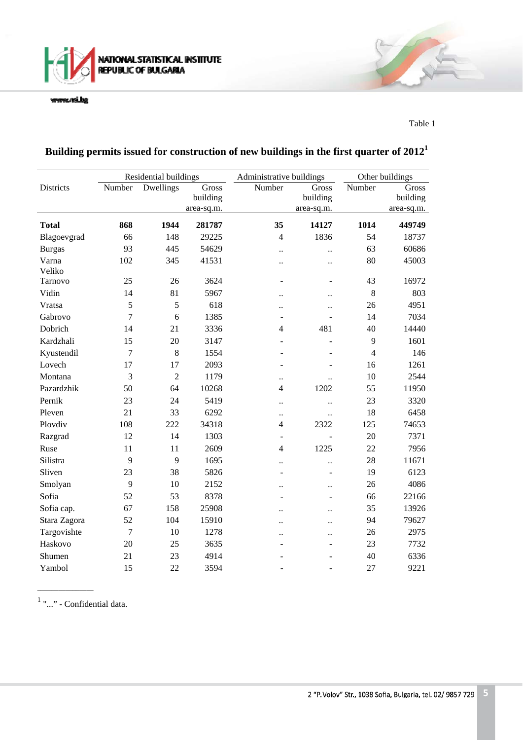Table 1

## Building permits issued for construction of new buildings in the first quarter of 2012[1]

| Districts | Residential buildings | | | Administrative buildings | | Other buildings | |
|---|---|---|---|---|---|---|---|
| | Number | Dwellings | Gross building area-sq.m. | Number | Gross building area-sq.m. | Number | Gross building area-sq.m. |
| **Total** | **868** | **1944** | **281787** | **35** | **14127** | **1014** | **449749** |
| Blagoevgrad | 66 | 148 | 29225 | 4 | 1836 | 54 | 18737 |
| Burgas | 93 | 445 | 54629 | .. | .. | 63 | 60686 |
| Varna | 102 | 345 | 41531 | .. | .. | 80 | 45003 |
| Veliko Tarnovo | 25 | 26 | 3624 | - | - | 43 | 16972 |
| Vidin | 14 | 81 | 5967 | .. | .. | 8 | 803 |
| Vratsa | 5 | 5 | 618 | .. | .. | 26 | 4951 |
| Gabrovo | 7 | 6 | 1385 | - | - | 14 | 7034 |
| Dobrich | 14 | 21 | 3336 | 4 | 481 | 40 | 14440 |
| Kardzhali | 15 | 20 | 3147 | - | - | 9 | 1601 |
| Kyustendil | 7 | 8 | 1554 | - | - | 4 | 146 |
| Lovech | 17 | 17 | 2093 | - | - | 16 | 1261 |
| Montana | 3 | 2 | 1179 | .. | .. | 10 | 2544 |
| Pazardzhik | 50 | 64 | 10268 | 4 | 1202 | 55 | 11950 |
| Pernik | 23 | 24 | 5419 | .. | .. | 23 | 3320 |
| Pleven | 21 | 33 | 6292 | .. | .. | 18 | 6458 |
| Plovdiv | 108 | 222 | 34318 | 4 | 2322 | 125 | 74653 |
| Razgrad | 12 | 14 | 1303 | - | - | 20 | 7371 |
| Ruse | 11 | 11 | 2609 | 4 | 1225 | 22 | 7956 |
| Silistra | 9 | 9 | 1695 | .. | .. | 28 | 11671 |
| Sliven | 23 | 38 | 5826 | - | - | 19 | 6123 |
| Smolyan | 9 | 10 | 2152 | .. | .. | 26 | 4086 |
| Sofia | 52 | 53 | 8378 | - | - | 66 | 22166 |
| Sofia cap. | 67 | 158 | 25908 | .. | .. | 35 | 13926 |
| Stara Zagora | 52 | 104 | 15910 | .. | .. | 94 | 79627 |
| Targovishte | 7 | 10 | 1278 | .. | .. | 26 | 2975 |
| Haskovo | 20 | 25 | 3635 | - | - | 23 | 7732 |
| Shumen | 21 | 23 | 4914 | - | - | 40 | 6336 |
| Yambol | 15 | 22 | 3594 | - | - | 27 | 9221 |

[1] "..." - Confidential data.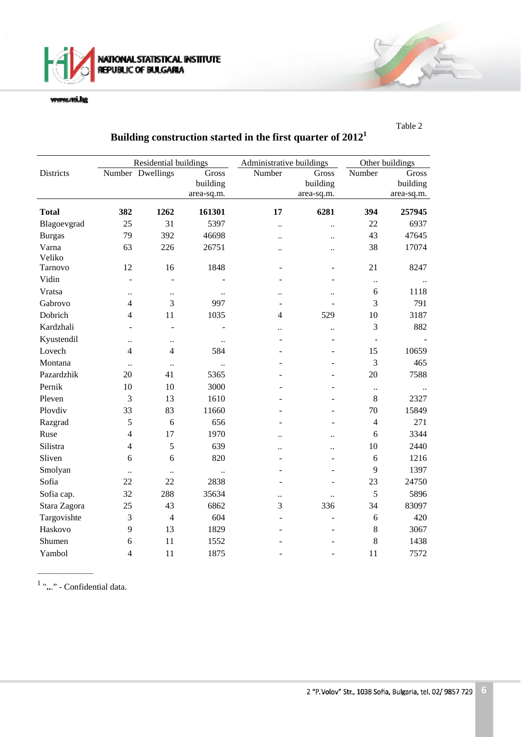Table 2

## Building construction started in the first quarter of 2012[1]

| Districts | Residential buildings | | | Administrative buildings | | Other buildings | |
|---|---|---|---|---|---|---|---|
| | Number | Dwellings | Gross building area-sq.m. | Number | Gross building area-sq.m. | Number | Gross building area-sq.m. |
| **Total** | **382** | **1262** | **161301** | **17** | **6281** | **394** | **257945** |
| Blagoevgrad | 25 | 31 | 5397 | .. | .. | 22 | 6937 |
| Burgas | 79 | 392 | 46698 | .. | .. | 43 | 47645 |
| Varna | 63 | 226 | 26751 | .. | .. | 38 | 17074 |
| Veliko Tarnovo | 12 | 16 | 1848 | - | - | 21 | 8247 |
| Vidin | - | - | - | - | - | .. | .. |
| Vratsa | .. | .. | .. | .. | .. | 6 | 1118 |
| Gabrovo | 4 | 3 | 997 | - | - | 3 | 791 |
| Dobrich | 4 | 11 | 1035 | 4 | 529 | 10 | 3187 |
| Kardzhali | - | - | - | .. | .. | 3 | 882 |
| Kyustendil | .. | .. | .. | - | - | - | - |
| Lovech | 4 | 4 | 584 | - | - | 15 | 10659 |
| Montana | .. | .. | .. | - | - | 3 | 465 |
| Pazardzhik | 20 | 41 | 5365 | - | - | 20 | 7588 |
| Pernik | 10 | 10 | 3000 | - | - | .. | .. |
| Pleven | 3 | 13 | 1610 | - | - | 8 | 2327 |
| Plovdiv | 33 | 83 | 11660 | - | - | 70 | 15849 |
| Razgrad | 5 | 6 | 656 | - | - | 4 | 271 |
| Ruse | 4 | 17 | 1970 | .. | .. | 6 | 3344 |
| Silistra | 4 | 5 | 639 | .. | .. | 10 | 2440 |
| Sliven | 6 | 6 | 820 | - | - | 6 | 1216 |
| Smolyan | .. | .. | .. | - | - | 9 | 1397 |
| Sofia | 22 | 22 | 2838 | - | - | 23 | 24750 |
| Sofia cap. | 32 | 288 | 35634 | .. | .. | 5 | 5896 |
| Stara Zagora | 25 | 43 | 6862 | 3 | 336 | 34 | 83097 |
| Targovishte | 3 | 4 | 604 | - | - | 6 | 420 |
| Haskovo | 9 | 13 | 1829 | - | - | 8 | 3067 |
| Shumen | 6 | 11 | 1552 | - | - | 8 | 1438 |
| Yambol | 4 | 11 | 1875 | - | - | 11 | 7572 |

[1] "..." - Confidential data.